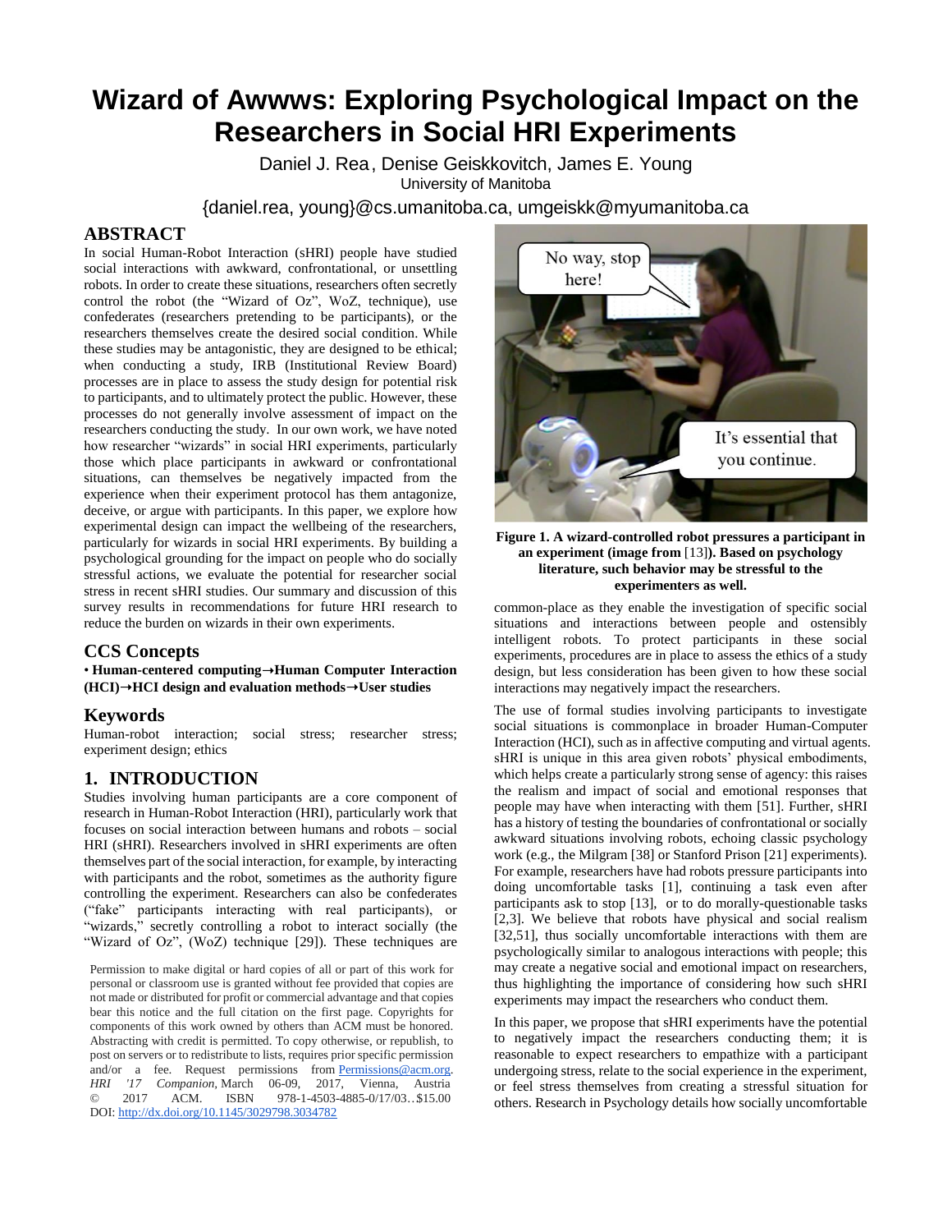# Wizard of Awwws: Exploring Psychological Impact on the Researchers in Social HRI Experiments

Daniel J. Rea, Denise Geiskkovitch, James E. Young
University of Manitoba
{daniel.rea, young}@cs.umanitoba.ca, umgeiskk@myumanitoba.ca

## ABSTRACT

In social Human-Robot Interaction (sHRI) people have studied social interactions with awkward, confrontational, or unsettling robots. In order to create these situations, researchers often secretly control the robot (the "Wizard of Oz", WoZ, technique), use confederates (researchers pretending to be participants), or the researchers themselves create the desired social condition. While these studies may be antagonistic, they are designed to be ethical; when conducting a study, IRB (Institutional Review Board) processes are in place to assess the study design for potential risk to participants, and to ultimately protect the public. However, these processes do not generally involve assessment of impact on the researchers conducting the study. In our own work, we have noted how researcher "wizards" in social HRI experiments, particularly those which place participants in awkward or confrontational situations, can themselves be negatively impacted from the experience when their experiment protocol has them antagonize, deceive, or argue with participants. In this paper, we explore how experimental design can impact the wellbeing of the researchers, particularly for wizards in social HRI experiments. By building a psychological grounding for the impact on people who do socially stressful actions, we evaluate the potential for researcher social stress in recent sHRI studies. Our summary and discussion of this survey results in recommendations for future HRI research to reduce the burden on wizards in their own experiments.

## CCS Concepts

• **Human-centered computing→Human Computer Interaction (HCI)→HCI design and evaluation methods→User studies**

## Keywords

Human-robot interaction; social stress; researcher stress; experiment design; ethics

## 1. INTRODUCTION

Studies involving human participants are a core component of research in Human-Robot Interaction (HRI), particularly work that focuses on social interaction between humans and robots – social HRI (sHRI). Researchers involved in sHRI experiments are often themselves part of the social interaction, for example, by interacting with participants and the robot, sometimes as the authority figure controlling the experiment. Researchers can also be confederates ("fake" participants interacting with real participants), or "wizards," secretly controlling a robot to interact socially (the "Wizard of Oz", (WoZ) technique [29]). These techniques are common-place as they enable the investigation of specific social situations and interactions between people and ostensibly intelligent robots. To protect participants in these social experiments, procedures are in place to assess the ethics of a study design, but less consideration has been given to how these social interactions may negatively impact the researchers.

Permission to make digital or hard copies of all or part of this work for personal or classroom use is granted without fee provided that copies are not made or distributed for profit or commercial advantage and that copies bear this notice and the full citation on the first page. Copyrights for components of this work owned by others than ACM must be honored. Abstracting with credit is permitted. To copy otherwise, or republish, to post on servers or to redistribute to lists, requires prior specific permission and/or a fee. Request permissions from Permissions@acm.org.
*HRI '17 Companion,* March 06-09, 2017, Vienna, Austria
© 2017 ACM. ISBN 978-1-4503-4885-0/17/03…$15.00
DOI: http://dx.doi.org/10.1145/3029798.3034782

**Figure 1. A wizard-controlled robot pressures a participant in an experiment (image from** [13]**). Based on psychology literature, such behavior may be stressful to the experimenters as well.**

The use of formal studies involving participants to investigate social situations is commonplace in broader Human-Computer Interaction (HCI), such as in affective computing and virtual agents. sHRI is unique in this area given robots' physical embodiments, which helps create a particularly strong sense of agency: this raises the realism and impact of social and emotional responses that people may have when interacting with them [51]. Further, sHRI has a history of testing the boundaries of confrontational or socially awkward situations involving robots, echoing classic psychology work (e.g., the Milgram [38] or Stanford Prison [21] experiments). For example, researchers have had robots pressure participants into doing uncomfortable tasks [1], continuing a task even after participants ask to stop [13], or to do morally-questionable tasks [2,3]. We believe that robots have physical and social realism [32,51], thus socially uncomfortable interactions with them are psychologically similar to analogous interactions with people; this may create a negative social and emotional impact on researchers, thus highlighting the importance of considering how such sHRI experiments may impact the researchers who conduct them.

In this paper, we propose that sHRI experiments have the potential to negatively impact the researchers conducting them; it is reasonable to expect researchers to empathize with a participant undergoing stress, relate to the social experience in the experiment, or feel stress themselves from creating a stressful situation for others. Research in Psychology details how socially uncomfortable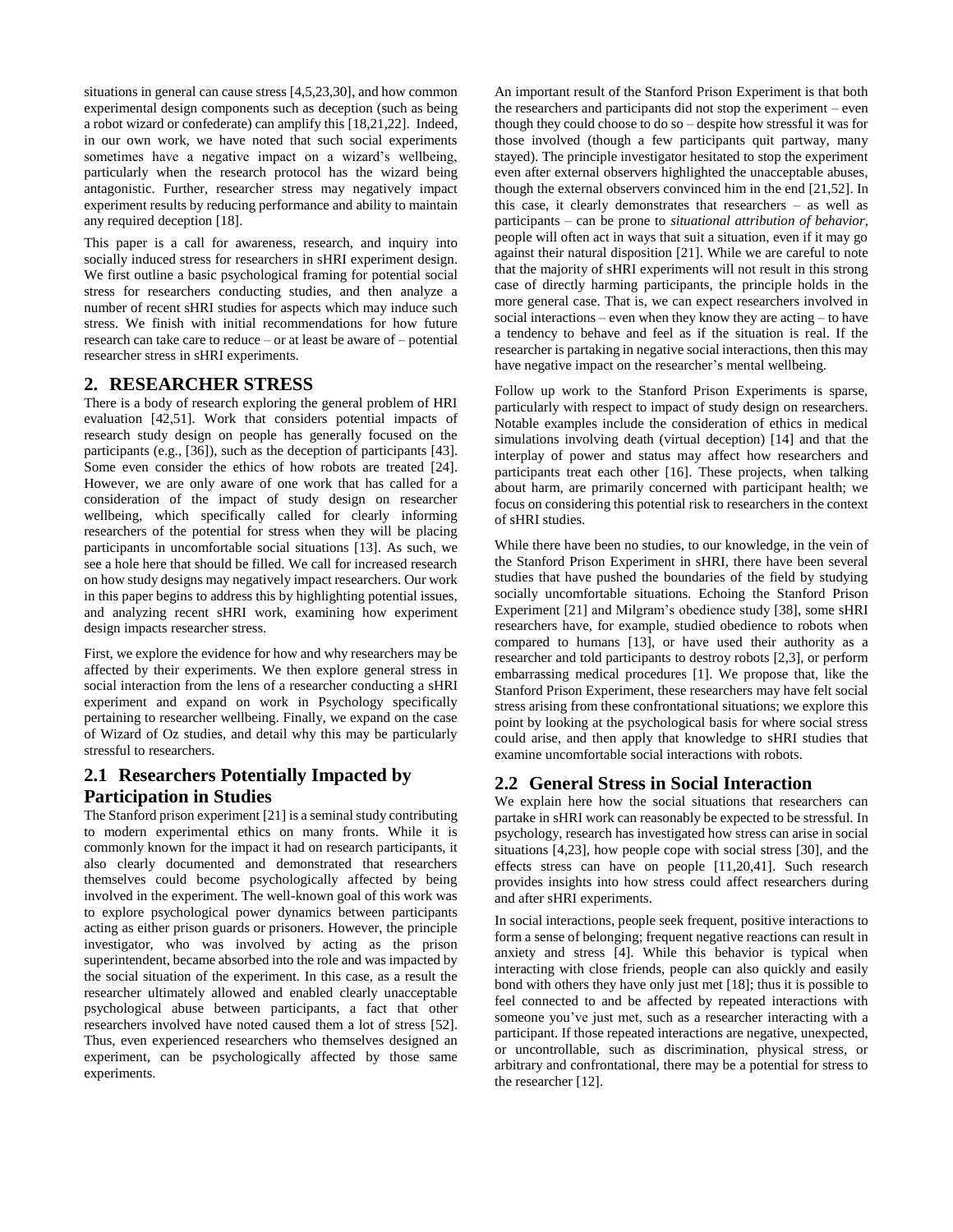situations in general can cause stress [4,5,23,30], and how common experimental design components such as deception (such as being a robot wizard or confederate) can amplify this [18,21,22]. Indeed, in our own work, we have noted that such social experiments sometimes have a negative impact on a wizard's wellbeing, particularly when the research protocol has the wizard being antagonistic. Further, researcher stress may negatively impact experiment results by reducing performance and ability to maintain any required deception [18].

This paper is a call for awareness, research, and inquiry into socially induced stress for researchers in sHRI experiment design. We first outline a basic psychological framing for potential social stress for researchers conducting studies, and then analyze a number of recent sHRI studies for aspects which may induce such stress. We finish with initial recommendations for how future research can take care to reduce – or at least be aware of – potential researcher stress in sHRI experiments.

## 2. RESEARCHER STRESS

There is a body of research exploring the general problem of HRI evaluation [42,51]. Work that considers potential impacts of research study design on people has generally focused on the participants (e.g., [36]), such as the deception of participants [43]. Some even consider the ethics of how robots are treated [24]. However, we are only aware of one work that has called for a consideration of the impact of study design on researcher wellbeing, which specifically called for clearly informing researchers of the potential for stress when they will be placing participants in uncomfortable social situations [13]. As such, we see a hole here that should be filled. We call for increased research on how study designs may negatively impact researchers. Our work in this paper begins to address this by highlighting potential issues, and analyzing recent sHRI work, examining how experiment design impacts researcher stress.

First, we explore the evidence for how and why researchers may be affected by their experiments. We then explore general stress in social interaction from the lens of a researcher conducting a sHRI experiment and expand on work in Psychology specifically pertaining to researcher wellbeing. Finally, we expand on the case of Wizard of Oz studies, and detail why this may be particularly stressful to researchers.

### 2.1 Researchers Potentially Impacted by Participation in Studies

The Stanford prison experiment [21] is a seminal study contributing to modern experimental ethics on many fronts. While it is commonly known for the impact it had on research participants, it also clearly documented and demonstrated that researchers themselves could become psychologically affected by being involved in the experiment. The well-known goal of this work was to explore psychological power dynamics between participants acting as either prison guards or prisoners. However, the principle investigator, who was involved by acting as the prison superintendent, became absorbed into the role and was impacted by the social situation of the experiment. In this case, as a result the researcher ultimately allowed and enabled clearly unacceptable psychological abuse between participants, a fact that other researchers involved have noted caused them a lot of stress [52]. Thus, even experienced researchers who themselves designed an experiment, can be psychologically affected by those same experiments.

An important result of the Stanford Prison Experiment is that both the researchers and participants did not stop the experiment – even though they could choose to do so – despite how stressful it was for those involved (though a few participants quit partway, many stayed). The principle investigator hesitated to stop the experiment even after external observers highlighted the unacceptable abuses, though the external observers convinced him in the end [21,52]. In this case, it clearly demonstrates that researchers – as well as participants – can be prone to *situational attribution of behavior*, people will often act in ways that suit a situation, even if it may go against their natural disposition [21]. While we are careful to note that the majority of sHRI experiments will not result in this strong case of directly harming participants, the principle holds in the more general case. That is, we can expect researchers involved in social interactions – even when they know they are acting – to have a tendency to behave and feel as if the situation is real. If the researcher is partaking in negative social interactions, then this may have negative impact on the researcher's mental wellbeing.

Follow up work to the Stanford Prison Experiments is sparse, particularly with respect to impact of study design on researchers. Notable examples include the consideration of ethics in medical simulations involving death (virtual deception) [14] and that the interplay of power and status may affect how researchers and participants treat each other [16]. These projects, when talking about harm, are primarily concerned with participant health; we focus on considering this potential risk to researchers in the context of sHRI studies.

While there have been no studies, to our knowledge, in the vein of the Stanford Prison Experiment in sHRI, there have been several studies that have pushed the boundaries of the field by studying socially uncomfortable situations. Echoing the Stanford Prison Experiment [21] and Milgram's obedience study [38], some sHRI researchers have, for example, studied obedience to robots when compared to humans [13], or have used their authority as a researcher and told participants to destroy robots [2,3], or perform embarrassing medical procedures [1]. We propose that, like the Stanford Prison Experiment, these researchers may have felt social stress arising from these confrontational situations; we explore this point by looking at the psychological basis for where social stress could arise, and then apply that knowledge to sHRI studies that examine uncomfortable social interactions with robots.

### 2.2 General Stress in Social Interaction

We explain here how the social situations that researchers can partake in sHRI work can reasonably be expected to be stressful. In psychology, research has investigated how stress can arise in social situations [4,23], how people cope with social stress [30], and the effects stress can have on people [11,20,41]. Such research provides insights into how stress could affect researchers during and after sHRI experiments.

In social interactions, people seek frequent, positive interactions to form a sense of belonging; frequent negative reactions can result in anxiety and stress [4]. While this behavior is typical when interacting with close friends, people can also quickly and easily bond with others they have only just met [18]; thus it is possible to feel connected to and be affected by repeated interactions with someone you've just met, such as a researcher interacting with a participant. If those repeated interactions are negative, unexpected, or uncontrollable, such as discrimination, physical stress, or arbitrary and confrontational, there may be a potential for stress to the researcher [12].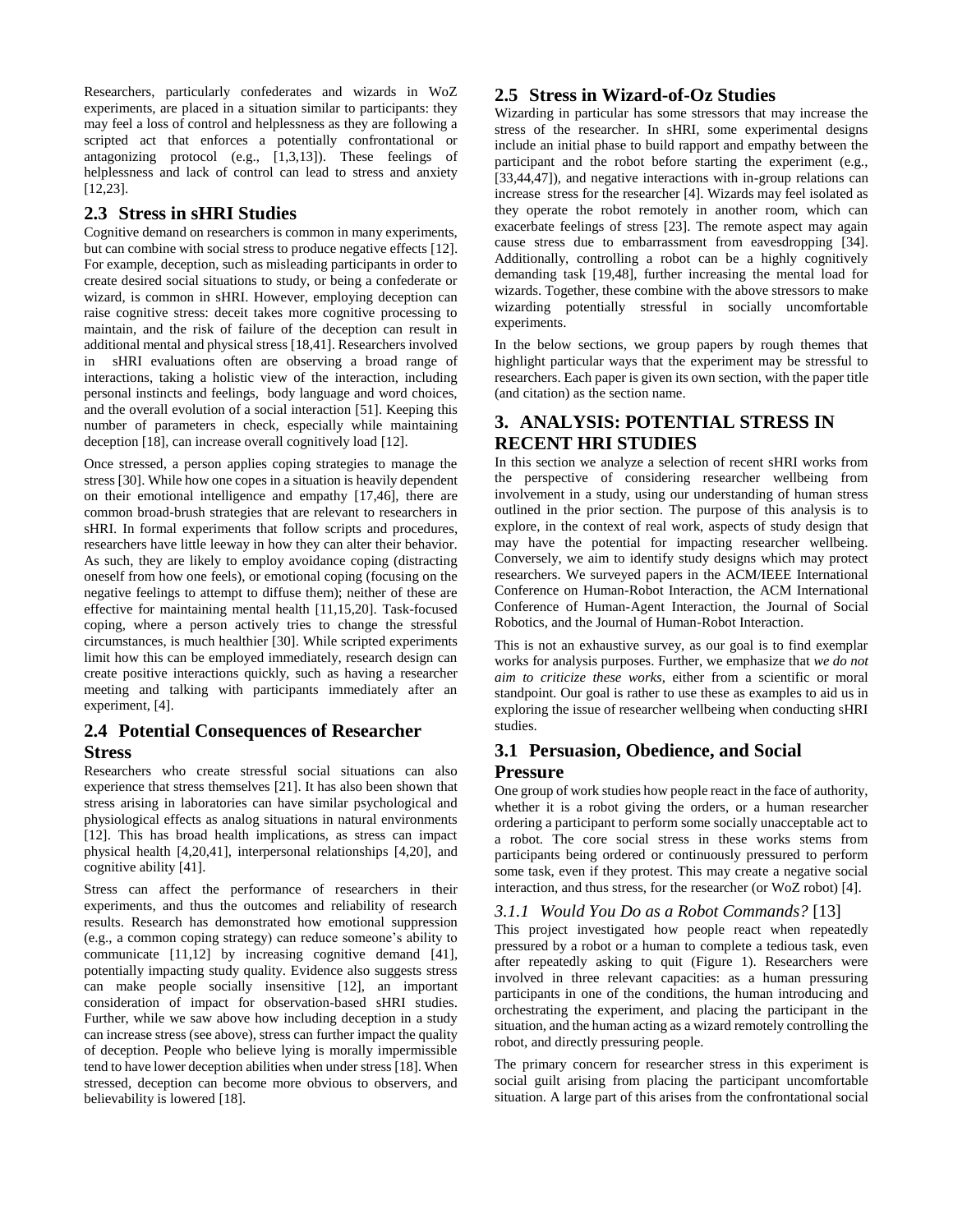Researchers, particularly confederates and wizards in WoZ experiments, are placed in a situation similar to participants: they may feel a loss of control and helplessness as they are following a scripted act that enforces a potentially confrontational or antagonizing protocol (e.g., [1,3,13]). These feelings of helplessness and lack of control can lead to stress and anxiety [12,23].

## 2.3 Stress in sHRI Studies

Cognitive demand on researchers is common in many experiments, but can combine with social stress to produce negative effects [12]. For example, deception, such as misleading participants in order to create desired social situations to study, or being a confederate or wizard, is common in sHRI. However, employing deception can raise cognitive stress: deceit takes more cognitive processing to maintain, and the risk of failure of the deception can result in additional mental and physical stress [18,41]. Researchers involved in sHRI evaluations often are observing a broad range of interactions, taking a holistic view of the interaction, including personal instincts and feelings, body language and word choices, and the overall evolution of a social interaction [51]. Keeping this number of parameters in check, especially while maintaining deception [18], can increase overall cognitively load [12].

Once stressed, a person applies coping strategies to manage the stress [30]. While how one copes in a situation is heavily dependent on their emotional intelligence and empathy [17,46], there are common broad-brush strategies that are relevant to researchers in sHRI. In formal experiments that follow scripts and procedures, researchers have little leeway in how they can alter their behavior. As such, they are likely to employ avoidance coping (distracting oneself from how one feels), or emotional coping (focusing on the negative feelings to attempt to diffuse them); neither of these are effective for maintaining mental health [11,15,20]. Task-focused coping, where a person actively tries to change the stressful circumstances, is much healthier [30]. While scripted experiments limit how this can be employed immediately, research design can create positive interactions quickly, such as having a researcher meeting and talking with participants immediately after an experiment, [4].

## 2.4 Potential Consequences of Researcher Stress

Researchers who create stressful social situations can also experience that stress themselves [21]. It has also been shown that stress arising in laboratories can have similar psychological and physiological effects as analog situations in natural environments [12]. This has broad health implications, as stress can impact physical health [4,20,41], interpersonal relationships [4,20], and cognitive ability [41].

Stress can affect the performance of researchers in their experiments, and thus the outcomes and reliability of research results. Research has demonstrated how emotional suppression (e.g., a common coping strategy) can reduce someone's ability to communicate [11,12] by increasing cognitive demand [41], potentially impacting study quality. Evidence also suggests stress can make people socially insensitive [12], an important consideration of impact for observation-based sHRI studies. Further, while we saw above how including deception in a study can increase stress (see above), stress can further impact the quality of deception. People who believe lying is morally impermissible tend to have lower deception abilities when under stress [18]. When stressed, deception can become more obvious to observers, and believability is lowered [18].

## 2.5 Stress in Wizard-of-Oz Studies

Wizarding in particular has some stressors that may increase the stress of the researcher. In sHRI, some experimental designs include an initial phase to build rapport and empathy between the participant and the robot before starting the experiment (e.g., [33,44,47]), and negative interactions with in-group relations can increase stress for the researcher [4]. Wizards may feel isolated as they operate the robot remotely in another room, which can exacerbate feelings of stress [23]. The remote aspect may again cause stress due to embarrassment from eavesdropping [34]. Additionally, controlling a robot can be a highly cognitively demanding task [19,48], further increasing the mental load for wizards. Together, these combine with the above stressors to make wizarding potentially stressful in socially uncomfortable experiments.

In the below sections, we group papers by rough themes that highlight particular ways that the experiment may be stressful to researchers. Each paper is given its own section, with the paper title (and citation) as the section name.

# 3. ANALYSIS: POTENTIAL STRESS IN RECENT HRI STUDIES

In this section we analyze a selection of recent sHRI works from the perspective of considering researcher wellbeing from involvement in a study, using our understanding of human stress outlined in the prior section. The purpose of this analysis is to explore, in the context of real work, aspects of study design that may have the potential for impacting researcher wellbeing. Conversely, we aim to identify study designs which may protect researchers. We surveyed papers in the ACM/IEEE International Conference on Human-Robot Interaction, the ACM International Conference of Human-Agent Interaction, the Journal of Social Robotics, and the Journal of Human-Robot Interaction.

This is not an exhaustive survey, as our goal is to find exemplar works for analysis purposes. Further, we emphasize that *we do not aim to criticize these works*, either from a scientific or moral standpoint. Our goal is rather to use these as examples to aid us in exploring the issue of researcher wellbeing when conducting sHRI studies.

## 3.1 Persuasion, Obedience, and Social Pressure

One group of work studies how people react in the face of authority, whether it is a robot giving the orders, or a human researcher ordering a participant to perform some socially unacceptable act to a robot. The core social stress in these works stems from participants being ordered or continuously pressured to perform some task, even if they protest. This may create a negative social interaction, and thus stress, for the researcher (or WoZ robot) [4].

### 3.1.1 *Would You Do as a Robot Commands?* [13]

This project investigated how people react when repeatedly pressured by a robot or a human to complete a tedious task, even after repeatedly asking to quit (Figure 1). Researchers were involved in three relevant capacities: as a human pressuring participants in one of the conditions, the human introducing and orchestrating the experiment, and placing the participant in the situation, and the human acting as a wizard remotely controlling the robot, and directly pressuring people.

The primary concern for researcher stress in this experiment is social guilt arising from placing the participant uncomfortable situation. A large part of this arises from the confrontational social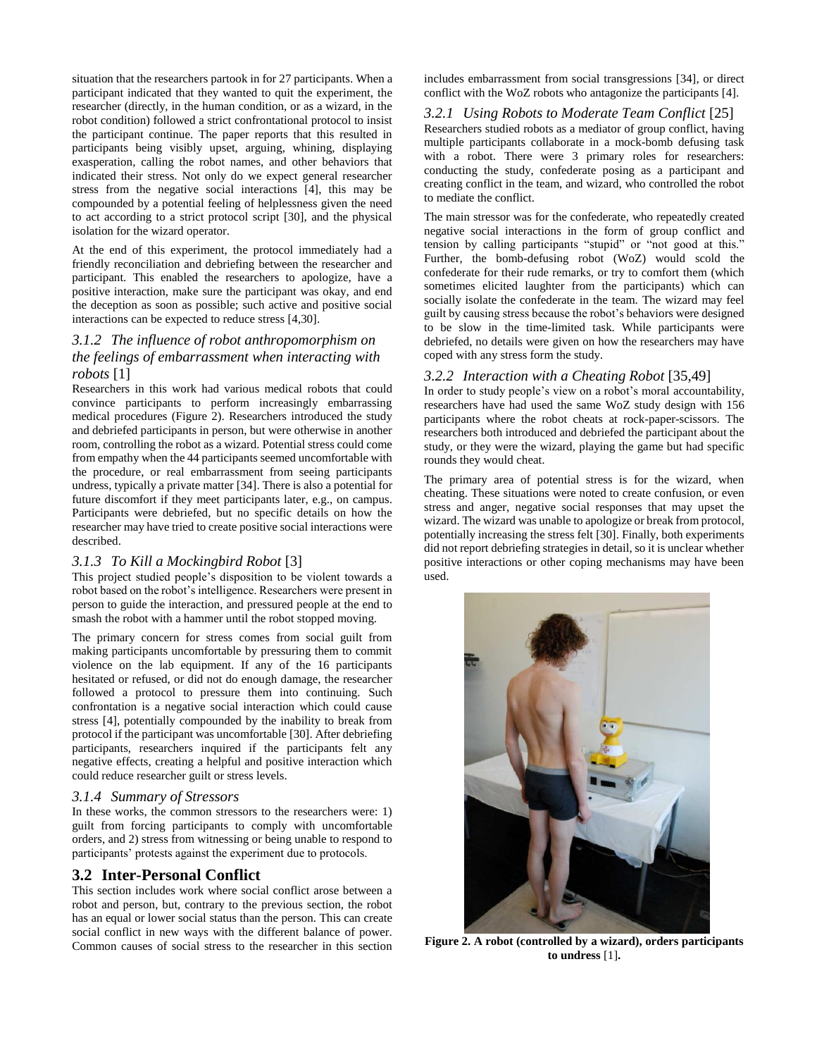situation that the researchers partook in for 27 participants. When a participant indicated that they wanted to quit the experiment, the researcher (directly, in the human condition, or as a wizard, in the robot condition) followed a strict confrontational protocol to insist the participant continue. The paper reports that this resulted in participants being visibly upset, arguing, whining, displaying exasperation, calling the robot names, and other behaviors that indicated their stress. Not only do we expect general researcher stress from the negative social interactions [4], this may be compounded by a potential feeling of helplessness given the need to act according to a strict protocol script [30], and the physical isolation for the wizard operator.

At the end of this experiment, the protocol immediately had a friendly reconciliation and debriefing between the researcher and participant. This enabled the researchers to apologize, have a positive interaction, make sure the participant was okay, and end the deception as soon as possible; such active and positive social interactions can be expected to reduce stress [4,30].

### *3.1.2 The influence of robot anthropomorphism on the feelings of embarrassment when interacting with robots* [1]

Researchers in this work had various medical robots that could convince participants to perform increasingly embarrassing medical procedures (Figure 2). Researchers introduced the study and debriefed participants in person, but were otherwise in another room, controlling the robot as a wizard. Potential stress could come from empathy when the 44 participants seemed uncomfortable with the procedure, or real embarrassment from seeing participants undress, typically a private matter [34]. There is also a potential for future discomfort if they meet participants later, e.g., on campus. Participants were debriefed, but no specific details on how the researcher may have tried to create positive social interactions were described.

### *3.1.3 To Kill a Mockingbird Robot* [3]

This project studied people's disposition to be violent towards a robot based on the robot's intelligence. Researchers were present in person to guide the interaction, and pressured people at the end to smash the robot with a hammer until the robot stopped moving.

The primary concern for stress comes from social guilt from making participants uncomfortable by pressuring them to commit violence on the lab equipment. If any of the 16 participants hesitated or refused, or did not do enough damage, the researcher followed a protocol to pressure them into continuing. Such confrontation is a negative social interaction which could cause stress [4], potentially compounded by the inability to break from protocol if the participant was uncomfortable [30]. After debriefing participants, researchers inquired if the participants felt any negative effects, creating a helpful and positive interaction which could reduce researcher guilt or stress levels.

### *3.1.4 Summary of Stressors*

In these works, the common stressors to the researchers were: 1) guilt from forcing participants to comply with uncomfortable orders, and 2) stress from witnessing or being unable to respond to participants' protests against the experiment due to protocols.

## 3.2 Inter-Personal Conflict

This section includes work where social conflict arose between a robot and person, but, contrary to the previous section, the robot has an equal or lower social status than the person. This can create social conflict in new ways with the different balance of power. Common causes of social stress to the researcher in this section includes embarrassment from social transgressions [34], or direct conflict with the WoZ robots who antagonize the participants [4].

### *3.2.1 Using Robots to Moderate Team Conflict* [25]

Researchers studied robots as a mediator of group conflict, having multiple participants collaborate in a mock-bomb defusing task with a robot. There were 3 primary roles for researchers: conducting the study, confederate posing as a participant and creating conflict in the team, and wizard, who controlled the robot to mediate the conflict.

The main stressor was for the confederate, who repeatedly created negative social interactions in the form of group conflict and tension by calling participants "stupid" or "not good at this." Further, the bomb-defusing robot (WoZ) would scold the confederate for their rude remarks, or try to comfort them (which sometimes elicited laughter from the participants) which can socially isolate the confederate in the team. The wizard may feel guilt by causing stress because the robot's behaviors were designed to be slow in the time-limited task. While participants were debriefed, no details were given on how the researchers may have coped with any stress form the study.

### *3.2.2 Interaction with a Cheating Robot* [35,49]

In order to study people's view on a robot's moral accountability, researchers have had used the same WoZ study design with 156 participants where the robot cheats at rock-paper-scissors. The researchers both introduced and debriefed the participant about the study, or they were the wizard, playing the game but had specific rounds they would cheat.

The primary area of potential stress is for the wizard, when cheating. These situations were noted to create confusion, or even stress and anger, negative social responses that may upset the wizard. The wizard was unable to apologize or break from protocol, potentially increasing the stress felt [30]. Finally, both experiments did not report debriefing strategies in detail, so it is unclear whether positive interactions or other coping mechanisms may have been used.

**Figure 2. A robot (controlled by a wizard), orders participants to undress** [1]**.**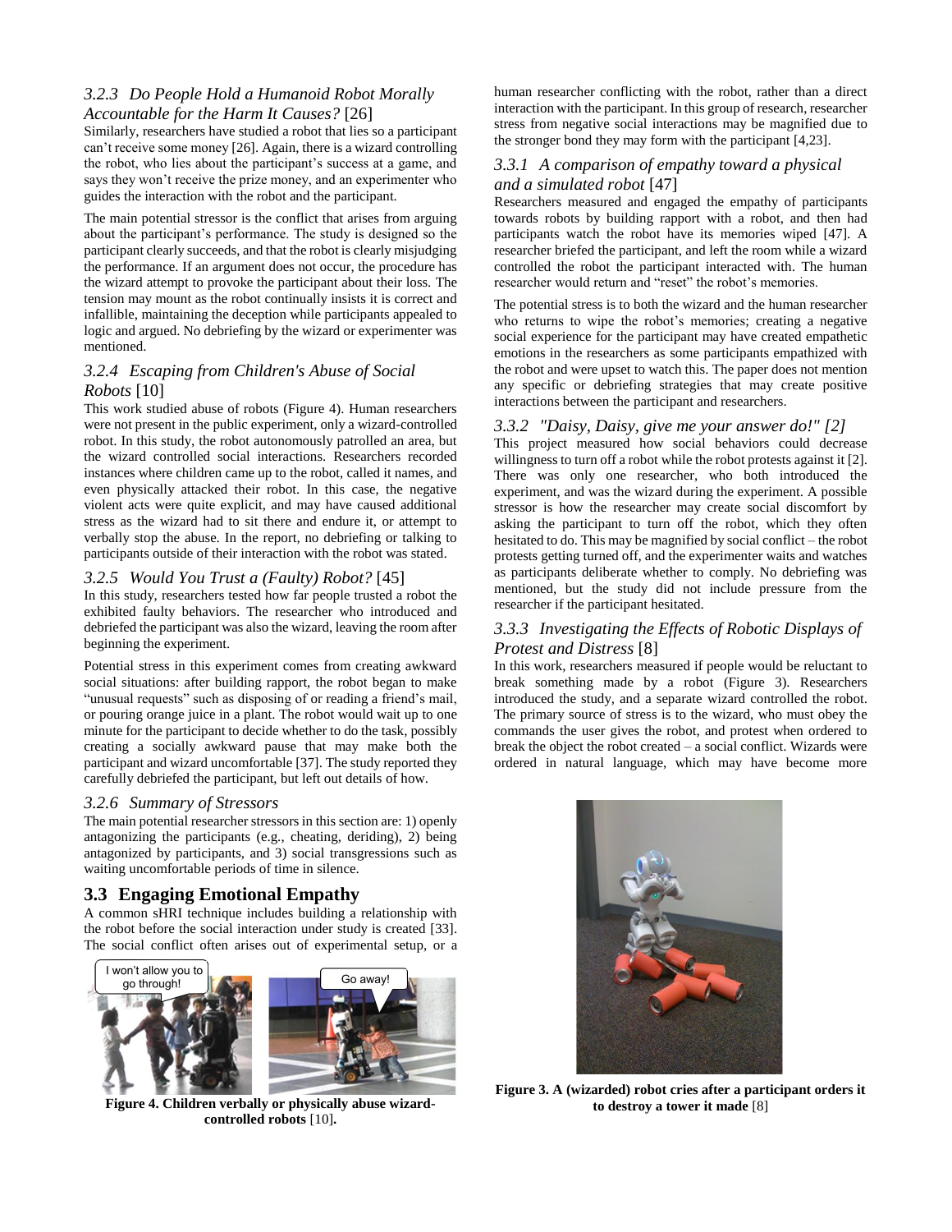### 3.2.3 *Do People Hold a Humanoid Robot Morally Accountable for the Harm It Causes?* [26]

Similarly, researchers have studied a robot that lies so a participant can't receive some money [26]. Again, there is a wizard controlling the robot, who lies about the participant's success at a game, and says they won't receive the prize money, and an experimenter who guides the interaction with the robot and the participant.

The main potential stressor is the conflict that arises from arguing about the participant's performance. The study is designed so the participant clearly succeeds, and that the robot is clearly misjudging the performance. If an argument does not occur, the procedure has the wizard attempt to provoke the participant about their loss. The tension may mount as the robot continually insists it is correct and infallible, maintaining the deception while participants appealed to logic and argued. No debriefing by the wizard or experimenter was mentioned.

### 3.2.4 *Escaping from Children's Abuse of Social Robots* [10]

This work studied abuse of robots (Figure 4). Human researchers were not present in the public experiment, only a wizard-controlled robot. In this study, the robot autonomously patrolled an area, but the wizard controlled social interactions. Researchers recorded instances where children came up to the robot, called it names, and even physically attacked their robot. In this case, the negative violent acts were quite explicit, and may have caused additional stress as the wizard had to sit there and endure it, or attempt to verbally stop the abuse. In the report, no debriefing or talking to participants outside of their interaction with the robot was stated.

### 3.2.5 *Would You Trust a (Faulty) Robot?* [45]

In this study, researchers tested how far people trusted a robot the exhibited faulty behaviors. The researcher who introduced and debriefed the participant was also the wizard, leaving the room after beginning the experiment.

Potential stress in this experiment comes from creating awkward social situations: after building rapport, the robot began to make "unusual requests" such as disposing of or reading a friend's mail, or pouring orange juice in a plant. The robot would wait up to one minute for the participant to decide whether to do the task, possibly creating a socially awkward pause that may make both the participant and wizard uncomfortable [37]. The study reported they carefully debriefed the participant, but left out details of how.

### 3.2.6 *Summary of Stressors*

The main potential researcher stressors in this section are: 1) openly antagonizing the participants (e.g., cheating, deriding), 2) being antagonized by participants, and 3) social transgressions such as waiting uncomfortable periods of time in silence.

## 3.3 Engaging Emotional Empathy

A common sHRI technique includes building a relationship with the robot before the social interaction under study is created [33]. The social conflict often arises out of experimental setup, or a human researcher conflicting with the robot, rather than a direct interaction with the participant. In this group of research, researcher stress from negative social interactions may be magnified due to the stronger bond they may form with the participant [4,23].

**Figure 4. Children verbally or physically abuse wizard-controlled robots** [10]**.**

### 3.3.1 *A comparison of empathy toward a physical and a simulated robot* [47]

Researchers measured and engaged the empathy of participants towards robots by building rapport with a robot, and then had participants watch the robot have its memories wiped [47]. A researcher briefed the participant, and left the room while a wizard controlled the robot the participant interacted with. The human researcher would return and "reset" the robot's memories.

The potential stress is to both the wizard and the human researcher who returns to wipe the robot's memories; creating a negative social experience for the participant may have created empathetic emotions in the researchers as some participants empathized with the robot and were upset to watch this. The paper does not mention any specific or debriefing strategies that may create positive interactions between the participant and researchers.

### 3.3.2 *"Daisy, Daisy, give me your answer do!" [2]*

This project measured how social behaviors could decrease willingness to turn off a robot while the robot protests against it [2]. There was only one researcher, who both introduced the experiment, and was the wizard during the experiment. A possible stressor is how the researcher may create social discomfort by asking the participant to turn off the robot, which they often hesitated to do. This may be magnified by social conflict – the robot protests getting turned off, and the experimenter waits and watches as participants deliberate whether to comply. No debriefing was mentioned, but the study did not include pressure from the researcher if the participant hesitated.

### 3.3.3 *Investigating the Effects of Robotic Displays of Protest and Distress* [8]

In this work, researchers measured if people would be reluctant to break something made by a robot (Figure 3). Researchers introduced the study, and a separate wizard controlled the robot. The primary source of stress is to the wizard, who must obey the commands the user gives the robot, and protest when ordered to break the object the robot created – a social conflict. Wizards were ordered in natural language, which may have become more

**Figure 3. A (wizarded) robot cries after a participant orders it to destroy a tower it made** [8]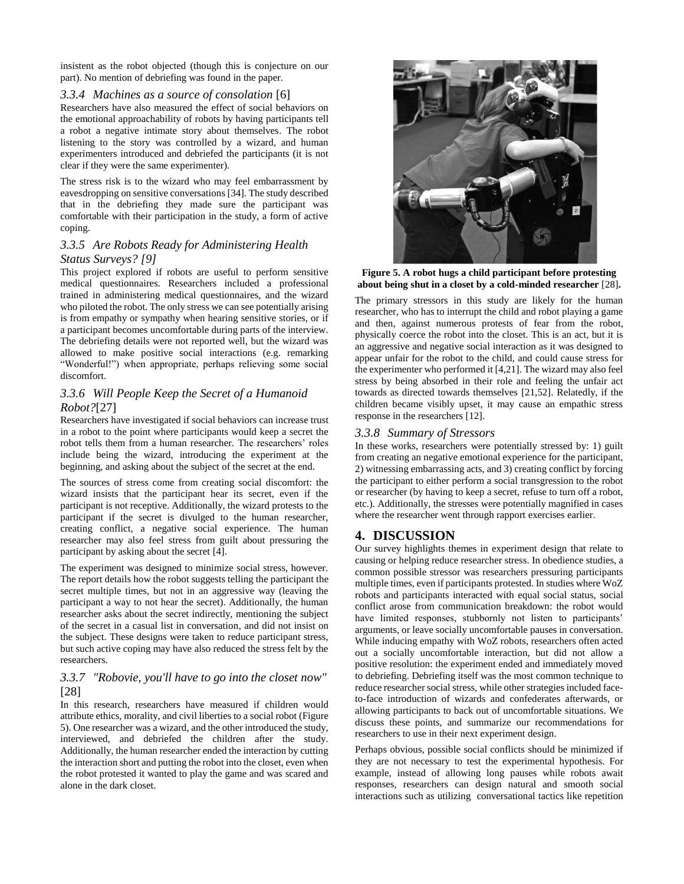insistent as the robot objected (though this is conjecture on our part). No mention of debriefing was found in the paper.

### 3.3.4 *Machines as a source of consolation* [6]

Researchers have also measured the effect of social behaviors on the emotional approachability of robots by having participants tell a robot a negative intimate story about themselves. The robot listening to the story was controlled by a wizard, and human experimenters introduced and debriefed the participants (it is not clear if they were the same experimenter).

The stress risk is to the wizard who may feel embarrassment by eavesdropping on sensitive conversations [34]. The study described that in the debriefing they made sure the participant was comfortable with their participation in the study, a form of active coping.

### 3.3.5 *Are Robots Ready for Administering Health Status Surveys? [9]*

This project explored if robots are useful to perform sensitive medical questionnaires. Researchers included a professional trained in administering medical questionnaires, and the wizard who piloted the robot. The only stress we can see potentially arising is from empathy or sympathy when hearing sensitive stories, or if a participant becomes uncomfortable during parts of the interview. The debriefing details were not reported well, but the wizard was allowed to make positive social interactions (e.g. remarking "Wonderful!") when appropriate, perhaps relieving some social discomfort.

### 3.3.6 *Will People Keep the Secret of a Humanoid Robot?*[27]

Researchers have investigated if social behaviors can increase trust in a robot to the point where participants would keep a secret the robot tells them from a human researcher. The researchers' roles include being the wizard, introducing the experiment at the beginning, and asking about the subject of the secret at the end.

The sources of stress come from creating social discomfort: the wizard insists that the participant hear its secret, even if the participant is not receptive. Additionally, the wizard protests to the participant if the secret is divulged to the human researcher, creating conflict, a negative social experience. The human researcher may also feel stress from guilt about pressuring the participant by asking about the secret [4].

The experiment was designed to minimize social stress, however. The report details how the robot suggests telling the participant the secret multiple times, but not in an aggressive way (leaving the participant a way to not hear the secret). Additionally, the human researcher asks about the secret indirectly, mentioning the subject of the secret in a casual list in conversation, and did not insist on the subject. These designs were taken to reduce participant stress, but such active coping may have also reduced the stress felt by the researchers.

### 3.3.7 *"Robovie, you'll have to go into the closet now"* [28]

In this research, researchers have measured if children would attribute ethics, morality, and civil liberties to a social robot (Figure 5). One researcher was a wizard, and the other introduced the study, interviewed, and debriefed the children after the study. Additionally, the human researcher ended the interaction by cutting the interaction short and putting the robot into the closet, even when the robot protested it wanted to play the game and was scared and alone in the dark closet.

**Figure 5. A robot hugs a child participant before protesting about being shut in a closet by a cold-minded researcher** [28]**.**

The primary stressors in this study are likely for the human researcher, who has to interrupt the child and robot playing a game and then, against numerous protests of fear from the robot, physically coerce the robot into the closet. This is an act, but it is an aggressive and negative social interaction as it was designed to appear unfair for the robot to the child, and could cause stress for the experimenter who performed it [4,21]. The wizard may also feel stress by being absorbed in their role and feeling the unfair act towards as directed towards themselves [21,52]. Relatedly, if the children became visibly upset, it may cause an empathic stress response in the researchers [12].

### 3.3.8 *Summary of Stressors*

In these works, researchers were potentially stressed by: 1) guilt from creating an negative emotional experience for the participant, 2) witnessing embarrassing acts, and 3) creating conflict by forcing the participant to either perform a social transgression to the robot or researcher (by having to keep a secret, refuse to turn off a robot, etc.). Additionally, the stresses were potentially magnified in cases where the researcher went through rapport exercises earlier.

## 4. DISCUSSION

Our survey highlights themes in experiment design that relate to causing or helping reduce researcher stress. In obedience studies, a common possible stressor was researchers pressuring participants multiple times, even if participants protested. In studies where WoZ robots and participants interacted with equal social status, social conflict arose from communication breakdown: the robot would have limited responses, stubbornly not listen to participants' arguments, or leave socially uncomfortable pauses in conversation. While inducing empathy with WoZ robots, researchers often acted out a socially uncomfortable interaction, but did not allow a positive resolution: the experiment ended and immediately moved to debriefing. Debriefing itself was the most common technique to reduce researcher social stress, while other strategies included face-to-face introduction of wizards and confederates afterwards, or allowing participants to back out of uncomfortable situations. We discuss these points, and summarize our recommendations for researchers to use in their next experiment design.

Perhaps obvious, possible social conflicts should be minimized if they are not necessary to test the experimental hypothesis. For example, instead of allowing long pauses while robots await responses, researchers can design natural and smooth social interactions such as utilizing conversational tactics like repetition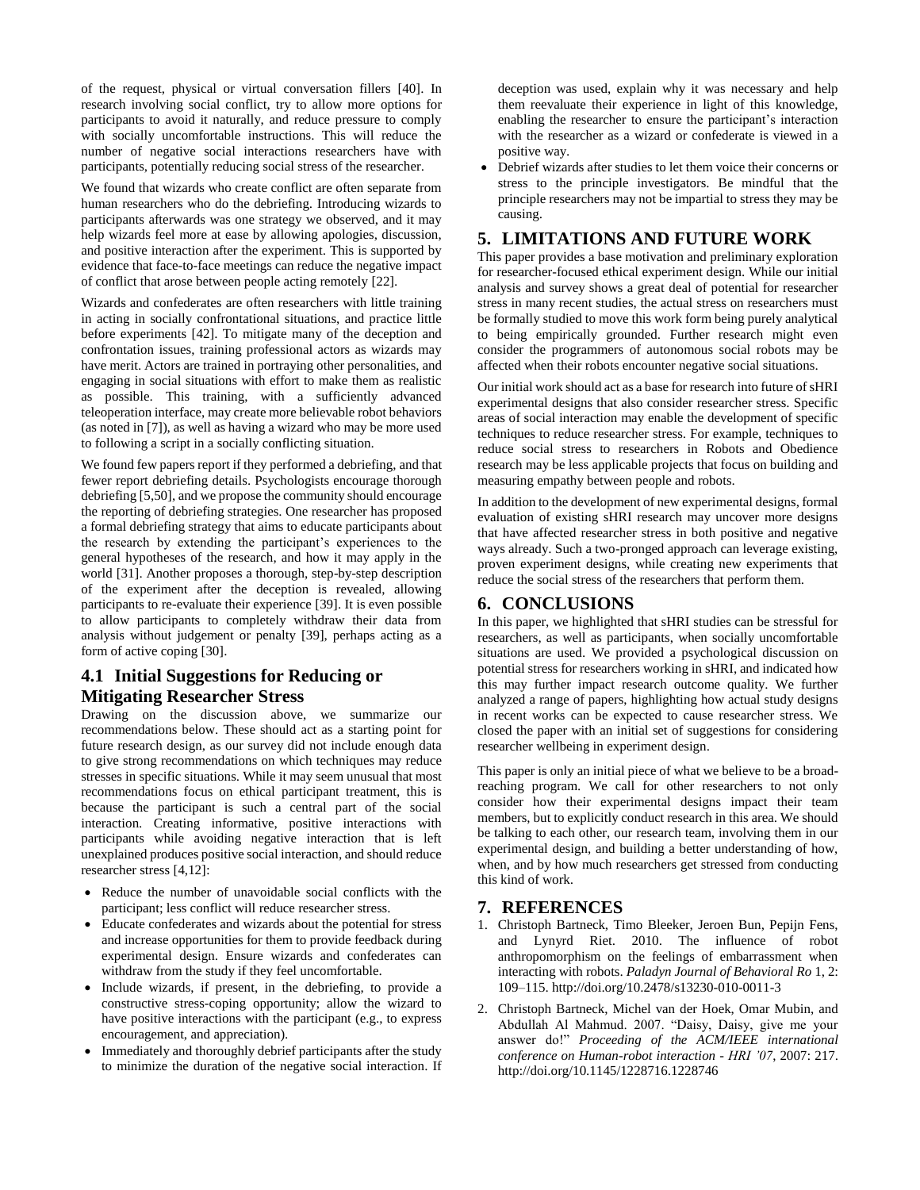of the request, physical or virtual conversation fillers [40]. In research involving social conflict, try to allow more options for participants to avoid it naturally, and reduce pressure to comply with socially uncomfortable instructions. This will reduce the number of negative social interactions researchers have with participants, potentially reducing social stress of the researcher.

We found that wizards who create conflict are often separate from human researchers who do the debriefing. Introducing wizards to participants afterwards was one strategy we observed, and it may help wizards feel more at ease by allowing apologies, discussion, and positive interaction after the experiment. This is supported by evidence that face-to-face meetings can reduce the negative impact of conflict that arose between people acting remotely [22].

Wizards and confederates are often researchers with little training in acting in socially confrontational situations, and practice little before experiments [42]. To mitigate many of the deception and confrontation issues, training professional actors as wizards may have merit. Actors are trained in portraying other personalities, and engaging in social situations with effort to make them as realistic as possible. This training, with a sufficiently advanced teleoperation interface, may create more believable robot behaviors (as noted in [7]), as well as having a wizard who may be more used to following a script in a socially conflicting situation.

We found few papers report if they performed a debriefing, and that fewer report debriefing details. Psychologists encourage thorough debriefing [5,50], and we propose the community should encourage the reporting of debriefing strategies. One researcher has proposed a formal debriefing strategy that aims to educate participants about the research by extending the participant's experiences to the general hypotheses of the research, and how it may apply in the world [31]. Another proposes a thorough, step-by-step description of the experiment after the deception is revealed, allowing participants to re-evaluate their experience [39]. It is even possible to allow participants to completely withdraw their data from analysis without judgement or penalty [39], perhaps acting as a form of active coping [30].

### 4.1 Initial Suggestions for Reducing or Mitigating Researcher Stress

Drawing on the discussion above, we summarize our recommendations below. These should act as a starting point for future research design, as our survey did not include enough data to give strong recommendations on which techniques may reduce stresses in specific situations. While it may seem unusual that most recommendations focus on ethical participant treatment, this is because the participant is such a central part of the social interaction. Creating informative, positive interactions with participants while avoiding negative interaction that is left unexplained produces positive social interaction, and should reduce researcher stress [4,12]:

- Reduce the number of unavoidable social conflicts with the participant; less conflict will reduce researcher stress.
- Educate confederates and wizards about the potential for stress and increase opportunities for them to provide feedback during experimental design. Ensure wizards and confederates can withdraw from the study if they feel uncomfortable.
- Include wizards, if present, in the debriefing, to provide a constructive stress-coping opportunity; allow the wizard to have positive interactions with the participant (e.g., to express encouragement, and appreciation).
- Immediately and thoroughly debrief participants after the study to minimize the duration of the negative social interaction. If deception was used, explain why it was necessary and help them reevaluate their experience in light of this knowledge, enabling the researcher to ensure the participant's interaction with the researcher as a wizard or confederate is viewed in a positive way.
- Debrief wizards after studies to let them voice their concerns or stress to the principle investigators. Be mindful that the principle researchers may not be impartial to stress they may be causing.

## 5. LIMITATIONS AND FUTURE WORK

This paper provides a base motivation and preliminary exploration for researcher-focused ethical experiment design. While our initial analysis and survey shows a great deal of potential for researcher stress in many recent studies, the actual stress on researchers must be formally studied to move this work form being purely analytical to being empirically grounded. Further research might even consider the programmers of autonomous social robots may be affected when their robots encounter negative social situations.

Our initial work should act as a base for research into future of sHRI experimental designs that also consider researcher stress. Specific areas of social interaction may enable the development of specific techniques to reduce researcher stress. For example, techniques to reduce social stress to researchers in Robots and Obedience research may be less applicable projects that focus on building and measuring empathy between people and robots.

In addition to the development of new experimental designs, formal evaluation of existing sHRI research may uncover more designs that have affected researcher stress in both positive and negative ways already. Such a two-pronged approach can leverage existing, proven experiment designs, while creating new experiments that reduce the social stress of the researchers that perform them.

## 6. CONCLUSIONS

In this paper, we highlighted that sHRI studies can be stressful for researchers, as well as participants, when socially uncomfortable situations are used. We provided a psychological discussion on potential stress for researchers working in sHRI, and indicated how this may further impact research outcome quality. We further analyzed a range of papers, highlighting how actual study designs in recent works can be expected to cause researcher stress. We closed the paper with an initial set of suggestions for considering researcher wellbeing in experiment design.

This paper is only an initial piece of what we believe to be a broad-reaching program. We call for other researchers to not only consider how their experimental designs impact their team members, but to explicitly conduct research in this area. We should be talking to each other, our research team, involving them in our experimental design, and building a better understanding of how, when, and by how much researchers get stressed from conducting this kind of work.

## 7. REFERENCES

1. Christoph Bartneck, Timo Bleeker, Jeroen Bun, Pepijn Fens, and Lynyrd Riet. 2010. The influence of robot anthropomorphism on the feelings of embarrassment when interacting with robots. *Paladyn Journal of Behavioral Ro* 1, 2: 109–115. http://doi.org/10.2478/s13230-010-0011-3
2. Christoph Bartneck, Michel van der Hoek, Omar Mubin, and Abdullah Al Mahmud. 2007. "Daisy, Daisy, give me your answer do!" *Proceeding of the ACM/IEEE international conference on Human-robot interaction - HRI '07*, 2007: 217. http://doi.org/10.1145/1228716.1228746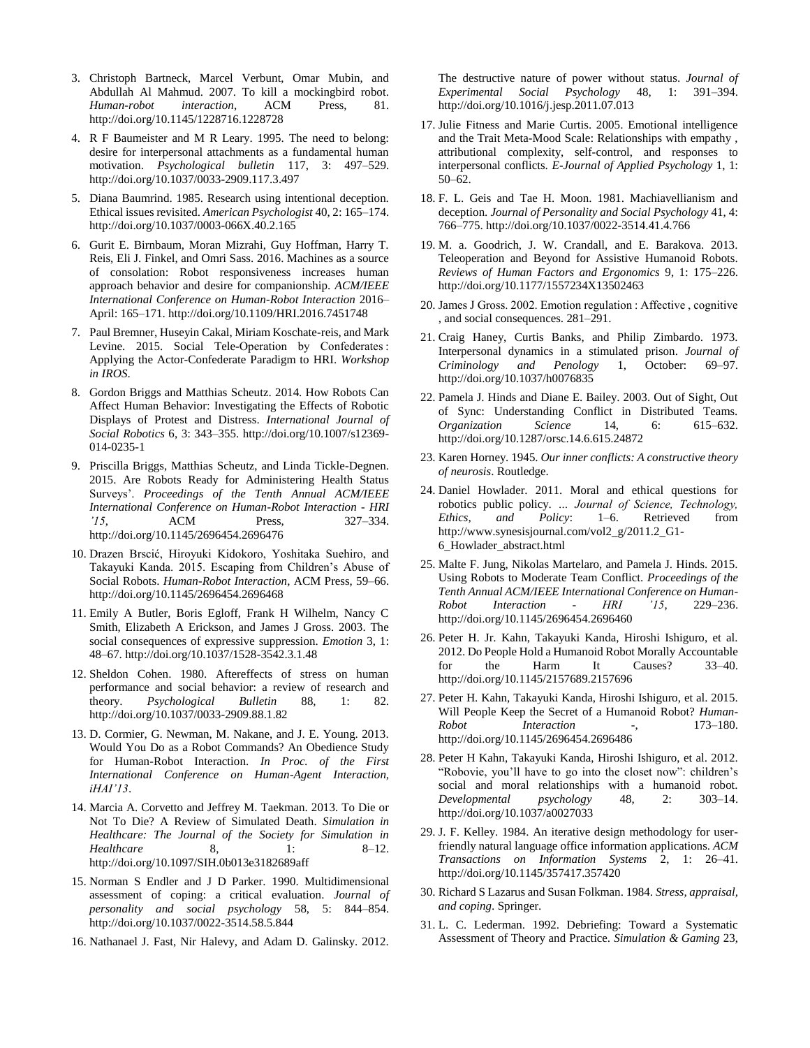3. Christoph Bartneck, Marcel Verbunt, Omar Mubin, and Abdullah Al Mahmud. 2007. To kill a mockingbird robot. *Human-robot interaction*, ACM Press, 81. http://doi.org/10.1145/1228716.1228728

4. R F Baumeister and M R Leary. 1995. The need to belong: desire for interpersonal attachments as a fundamental human motivation. *Psychological bulletin* 117, 3: 497–529. http://doi.org/10.1037/0033-2909.117.3.497

5. Diana Baumrind. 1985. Research using intentional deception. Ethical issues revisited. *American Psychologist* 40, 2: 165–174. http://doi.org/10.1037/0003-066X.40.2.165

6. Gurit E. Birnbaum, Moran Mizrahi, Guy Hoffman, Harry T. Reis, Eli J. Finkel, and Omri Sass. 2016. Machines as a source of consolation: Robot responsiveness increases human approach behavior and desire for companionship. *ACM/IEEE International Conference on Human-Robot Interaction* 2016–April: 165–171. http://doi.org/10.1109/HRI.2016.7451748

7. Paul Bremner, Huseyin Cakal, Miriam Koschate-reis, and Mark Levine. 2015. Social Tele-Operation by Confederates : Applying the Actor-Confederate Paradigm to HRI. *Workshop in IROS*.

8. Gordon Briggs and Matthias Scheutz. 2014. How Robots Can Affect Human Behavior: Investigating the Effects of Robotic Displays of Protest and Distress. *International Journal of Social Robotics* 6, 3: 343–355. http://doi.org/10.1007/s12369-014-0235-1

9. Priscilla Briggs, Matthias Scheutz, and Linda Tickle-Degnen. 2015. Are Robots Ready for Administering Health Status Surveys'. *Proceedings of the Tenth Annual ACM/IEEE International Conference on Human-Robot Interaction - HRI '15*, ACM Press, 327–334. http://doi.org/10.1145/2696454.2696476

10. Drazen Brscić, Hiroyuki Kidokoro, Yoshitaka Suehiro, and Takayuki Kanda. 2015. Escaping from Children's Abuse of Social Robots. *Human-Robot Interaction*, ACM Press, 59–66. http://doi.org/10.1145/2696454.2696468

11. Emily A Butler, Boris Egloff, Frank H Wilhelm, Nancy C Smith, Elizabeth A Erickson, and James J Gross. 2003. The social consequences of expressive suppression. *Emotion* 3, 1: 48–67. http://doi.org/10.1037/1528-3542.3.1.48

12. Sheldon Cohen. 1980. Aftereffects of stress on human performance and social behavior: a review of research and theory. *Psychological Bulletin* 88, 1: 82. http://doi.org/10.1037/0033-2909.88.1.82

13. D. Cormier, G. Newman, M. Nakane, and J. E. Young. 2013. Would You Do as a Robot Commands? An Obedience Study for Human-Robot Interaction. *In Proc. of the First International Conference on Human-Agent Interaction, iHAI'13*.

14. Marcia A. Corvetto and Jeffrey M. Taekman. 2013. To Die or Not To Die? A Review of Simulated Death. *Simulation in Healthcare: The Journal of the Society for Simulation in Healthcare* 8, 1: 8–12. http://doi.org/10.1097/SIH.0b013e3182689aff

15. Norman S Endler and J D Parker. 1990. Multidimensional assessment of coping: a critical evaluation. *Journal of personality and social psychology* 58, 5: 844–854. http://doi.org/10.1037/0022-3514.58.5.844

16. Nathanael J. Fast, Nir Halevy, and Adam D. Galinsky. 2012. The destructive nature of power without status. *Journal of Experimental Social Psychology* 48, 1: 391–394. http://doi.org/10.1016/j.jesp.2011.07.013

17. Julie Fitness and Marie Curtis. 2005. Emotional intelligence and the Trait Meta-Mood Scale: Relationships with empathy , attributional complexity, self-control, and responses to interpersonal conflicts. *E-Journal of Applied Psychology* 1, 1: 50–62.

18. F. L. Geis and Tae H. Moon. 1981. Machiavellianism and deception. *Journal of Personality and Social Psychology* 41, 4: 766–775. http://doi.org/10.1037/0022-3514.41.4.766

19. M. a. Goodrich, J. W. Crandall, and E. Barakova. 2013. Teleoperation and Beyond for Assistive Humanoid Robots. *Reviews of Human Factors and Ergonomics* 9, 1: 175–226. http://doi.org/10.1177/1557234X13502463

20. James J Gross. 2002. Emotion regulation : Affective , cognitive , and social consequences. 281–291.

21. Craig Haney, Curtis Banks, and Philip Zimbardo. 1973. Interpersonal dynamics in a stimulated prison. *Journal of Criminology and Penology* 1, October: 69–97. http://doi.org/10.1037/h0076835

22. Pamela J. Hinds and Diane E. Bailey. 2003. Out of Sight, Out of Sync: Understanding Conflict in Distributed Teams. *Organization Science* 14, 6: 615–632. http://doi.org/10.1287/orsc.14.6.615.24872

23. Karen Horney. 1945. *Our inner conflicts: A constructive theory of neurosis*. Routledge.

24. Daniel Howlader. 2011. Moral and ethical questions for robotics public policy. *... Journal of Science, Technology, Ethics, and Policy*: 1–6. Retrieved from http://www.synesisjournal.com/vol2_g/2011.2_G1-6_Howlader_abstract.html

25. Malte F. Jung, Nikolas Martelaro, and Pamela J. Hinds. 2015. Using Robots to Moderate Team Conflict. *Proceedings of the Tenth Annual ACM/IEEE International Conference on Human-Robot Interaction - HRI '15*, 229–236. http://doi.org/10.1145/2696454.2696460

26. Peter H. Jr. Kahn, Takayuki Kanda, Hiroshi Ishiguro, et al. 2012. Do People Hold a Humanoid Robot Morally Accountable for the Harm It Causes? 33–40. http://doi.org/10.1145/2157689.2157696

27. Peter H. Kahn, Takayuki Kanda, Hiroshi Ishiguro, et al. 2015. Will People Keep the Secret of a Humanoid Robot? *Human-Robot Interaction* -, 173–180. http://doi.org/10.1145/2696454.2696486

28. Peter H Kahn, Takayuki Kanda, Hiroshi Ishiguro, et al. 2012. "Robovie, you'll have to go into the closet now": children's social and moral relationships with a humanoid robot. *Developmental psychology* 48, 2: 303–14. http://doi.org/10.1037/a0027033

29. J. F. Kelley. 1984. An iterative design methodology for user-friendly natural language office information applications. *ACM Transactions on Information Systems* 2, 1: 26–41. http://doi.org/10.1145/357417.357420

30. Richard S Lazarus and Susan Folkman. 1984. *Stress, appraisal, and coping*. Springer.

31. L. C. Lederman. 1992. Debriefing: Toward a Systematic Assessment of Theory and Practice. *Simulation & Gaming* 23,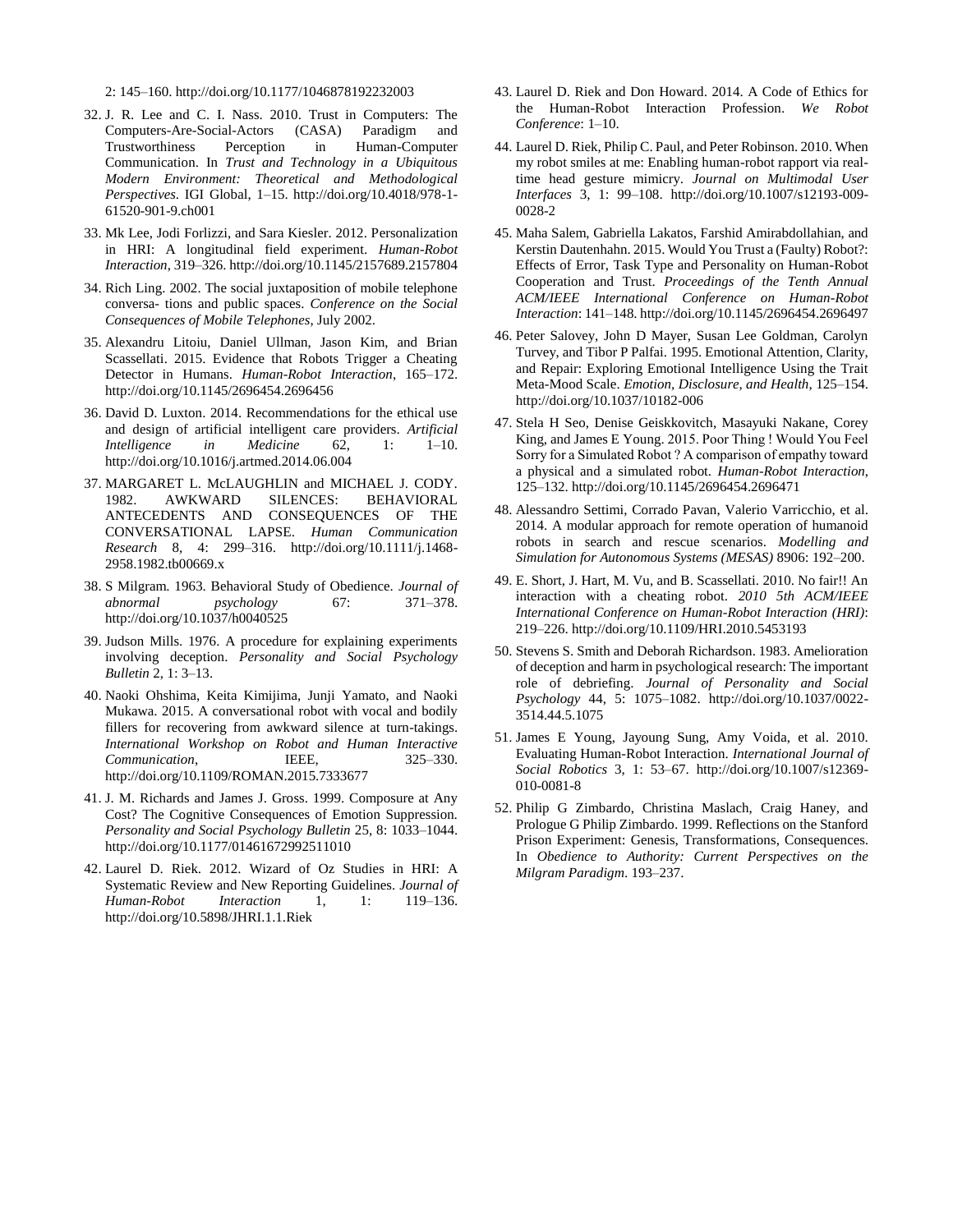2: 145–160. http://doi.org/10.1177/1046878192232003

32. J. R. Lee and C. I. Nass. 2010. Trust in Computers: The Computers-Are-Social-Actors (CASA) Paradigm and Trustworthiness Perception in Human-Computer Communication. In *Trust and Technology in a Ubiquitous Modern Environment: Theoretical and Methodological Perspectives*. IGI Global, 1–15. http://doi.org/10.4018/978-1-61520-901-9.ch001

33. Mk Lee, Jodi Forlizzi, and Sara Kiesler. 2012. Personalization in HRI: A longitudinal field experiment. *Human-Robot Interaction*, 319–326. http://doi.org/10.1145/2157689.2157804

34. Rich Ling. 2002. The social juxtaposition of mobile telephone conversa- tions and public spaces. *Conference on the Social Consequences of Mobile Telephones*, July 2002.

35. Alexandru Litoiu, Daniel Ullman, Jason Kim, and Brian Scassellati. 2015. Evidence that Robots Trigger a Cheating Detector in Humans. *Human-Robot Interaction*, 165–172. http://doi.org/10.1145/2696454.2696456

36. David D. Luxton. 2014. Recommendations for the ethical use and design of artificial intelligent care providers. *Artificial Intelligence in Medicine* 62, 1: 1–10. http://doi.org/10.1016/j.artmed.2014.06.004

37. MARGARET L. McLAUGHLIN and MICHAEL J. CODY. 1982. AWKWARD SILENCES: BEHAVIORAL ANTECEDENTS AND CONSEQUENCES OF THE CONVERSATIONAL LAPSE. *Human Communication Research* 8, 4: 299–316. http://doi.org/10.1111/j.1468-2958.1982.tb00669.x

38. S Milgram. 1963. Behavioral Study of Obedience. *Journal of abnormal psychology* 67: 371–378. http://doi.org/10.1037/h0040525

39. Judson Mills. 1976. A procedure for explaining experiments involving deception. *Personality and Social Psychology Bulletin* 2, 1: 3–13.

40. Naoki Ohshima, Keita Kimijima, Junji Yamato, and Naoki Mukawa. 2015. A conversational robot with vocal and bodily fillers for recovering from awkward silence at turn-takings. *International Workshop on Robot and Human Interactive Communication*, IEEE, 325–330. http://doi.org/10.1109/ROMAN.2015.7333677

41. J. M. Richards and James J. Gross. 1999. Composure at Any Cost? The Cognitive Consequences of Emotion Suppression. *Personality and Social Psychology Bulletin* 25, 8: 1033–1044. http://doi.org/10.1177/01461672992511010

42. Laurel D. Riek. 2012. Wizard of Oz Studies in HRI: A Systematic Review and New Reporting Guidelines. *Journal of Human-Robot Interaction* 1, 1: 119–136. http://doi.org/10.5898/JHRI.1.1.Riek

43. Laurel D. Riek and Don Howard. 2014. A Code of Ethics for the Human-Robot Interaction Profession. *We Robot Conference*: 1–10.

44. Laurel D. Riek, Philip C. Paul, and Peter Robinson. 2010. When my robot smiles at me: Enabling human-robot rapport via real-time head gesture mimicry. *Journal on Multimodal User Interfaces* 3, 1: 99–108. http://doi.org/10.1007/s12193-009-0028-2

45. Maha Salem, Gabriella Lakatos, Farshid Amirabdollahian, and Kerstin Dautenhahn. 2015. Would You Trust a (Faulty) Robot?: Effects of Error, Task Type and Personality on Human-Robot Cooperation and Trust. *Proceedings of the Tenth Annual ACM/IEEE International Conference on Human-Robot Interaction*: 141–148. http://doi.org/10.1145/2696454.2696497

46. Peter Salovey, John D Mayer, Susan Lee Goldman, Carolyn Turvey, and Tibor P Palfai. 1995. Emotional Attention, Clarity, and Repair: Exploring Emotional Intelligence Using the Trait Meta-Mood Scale. *Emotion, Disclosure, and Health*, 125–154. http://doi.org/10.1037/10182-006

47. Stela H Seo, Denise Geiskkovitch, Masayuki Nakane, Corey King, and James E Young. 2015. Poor Thing ! Would You Feel Sorry for a Simulated Robot ? A comparison of empathy toward a physical and a simulated robot. *Human-Robot Interaction*, 125–132. http://doi.org/10.1145/2696454.2696471

48. Alessandro Settimi, Corrado Pavan, Valerio Varricchio, et al. 2014. A modular approach for remote operation of humanoid robots in search and rescue scenarios. *Modelling and Simulation for Autonomous Systems (MESAS)* 8906: 192–200.

49. E. Short, J. Hart, M. Vu, and B. Scassellati. 2010. No fair!! An interaction with a cheating robot. *2010 5th ACM/IEEE International Conference on Human-Robot Interaction (HRI)*: 219–226. http://doi.org/10.1109/HRI.2010.5453193

50. Stevens S. Smith and Deborah Richardson. 1983. Amelioration of deception and harm in psychological research: The important role of debriefing. *Journal of Personality and Social Psychology* 44, 5: 1075–1082. http://doi.org/10.1037/0022-3514.44.5.1075

51. James E Young, Jayoung Sung, Amy Voida, et al. 2010. Evaluating Human-Robot Interaction. *International Journal of Social Robotics* 3, 1: 53–67. http://doi.org/10.1007/s12369-010-0081-8

52. Philip G Zimbardo, Christina Maslach, Craig Haney, and Prologue G Philip Zimbardo. 1999. Reflections on the Stanford Prison Experiment: Genesis, Transformations, Consequences. In *Obedience to Authority: Current Perspectives on the Milgram Paradigm*. 193–237.